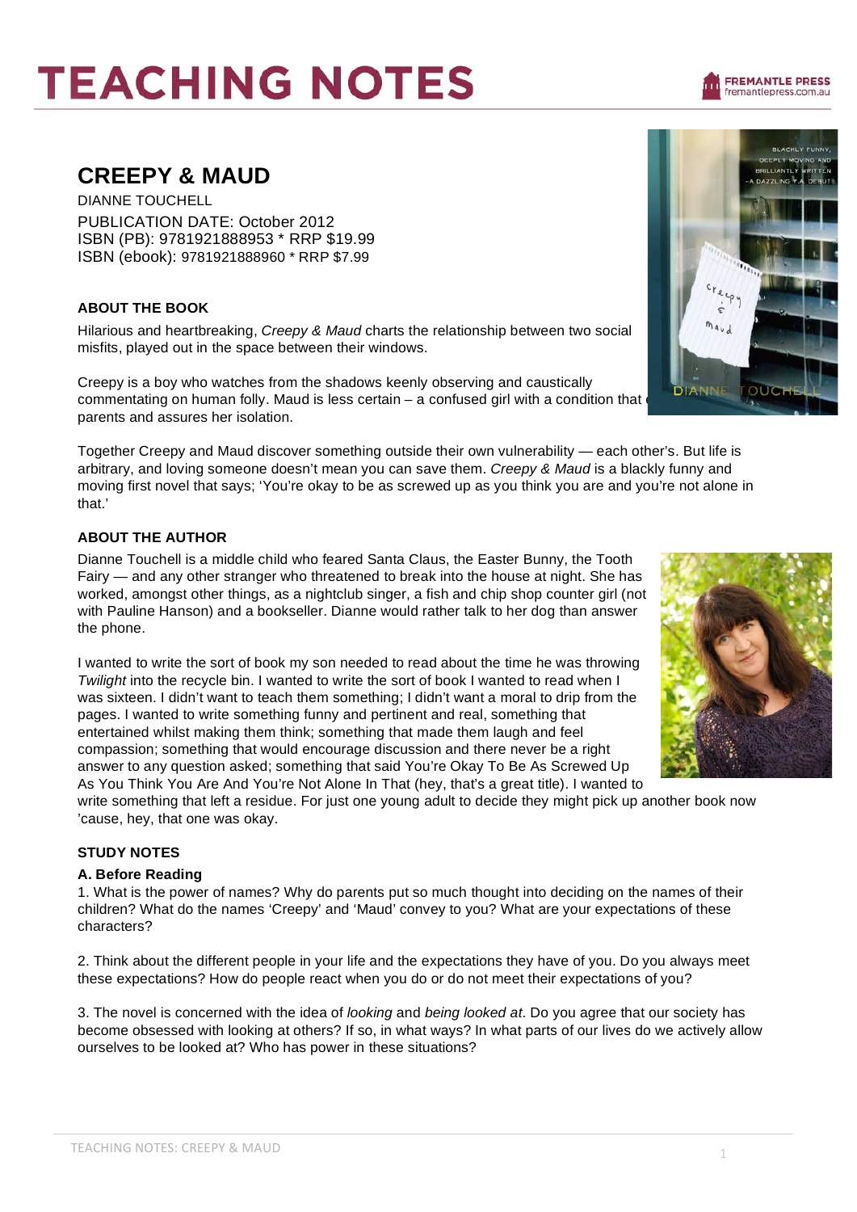# TEACHING NOTES

## CREEPY & MAUD

DIANNE TOUCHELL
PUBLICATION DATE: October 2012
ISBN (PB): 9781921888953 * RRP $19.99
ISBN (ebook): 9781921888960 * RRP $7.99

### ABOUT THE BOOK

Hilarious and heartbreaking, *Creepy & Maud* charts the relationship between two social misfits, played out in the space between their windows.

Creepy is a boy who watches from the shadows keenly observing and caustically commentating on human folly. Maud is less certain – a confused girl with a condition that c parents and assures her isolation.

Together Creepy and Maud discover something outside their own vulnerability — each other's. But life is arbitrary, and loving someone doesn't mean you can save them. *Creepy & Maud* is a blackly funny and moving first novel that says; 'You're okay to be as screwed up as you think you are and you're not alone in that.'

### ABOUT THE AUTHOR

Dianne Touchell is a middle child who feared Santa Claus, the Easter Bunny, the Tooth Fairy — and any other stranger who threatened to break into the house at night. She has worked, amongst other things, as a nightclub singer, a fish and chip shop counter girl (not with Pauline Hanson) and a bookseller. Dianne would rather talk to her dog than answer the phone.

I wanted to write the sort of book my son needed to read about the time he was throwing *Twilight* into the recycle bin. I wanted to write the sort of book I wanted to read when I was sixteen. I didn't want to teach them something; I didn't want a moral to drip from the pages. I wanted to write something funny and pertinent and real, something that entertained whilst making them think; something that made them laugh and feel compassion; something that would encourage discussion and there never be a right answer to any question asked; something that said You're Okay To Be As Screwed Up As You Think You Are And You're Not Alone In That (hey, that's a great title). I wanted to write something that left a residue. For just one young adult to decide they might pick up another book now 'cause, hey, that one was okay.

### STUDY NOTES

#### A. Before Reading

1. What is the power of names? Why do parents put so much thought into deciding on the names of their children? What do the names 'Creepy' and 'Maud' convey to you? What are your expectations of these characters?

2. Think about the different people in your life and the expectations they have of you. Do you always meet these expectations? How do people react when you do or do not meet their expectations of you?

3. The novel is concerned with the idea of *looking* and *being looked at*. Do you agree that our society has become obsessed with looking at others? If so, in what ways? In what parts of our lives do we actively allow ourselves to be looked at? Who has power in these situations?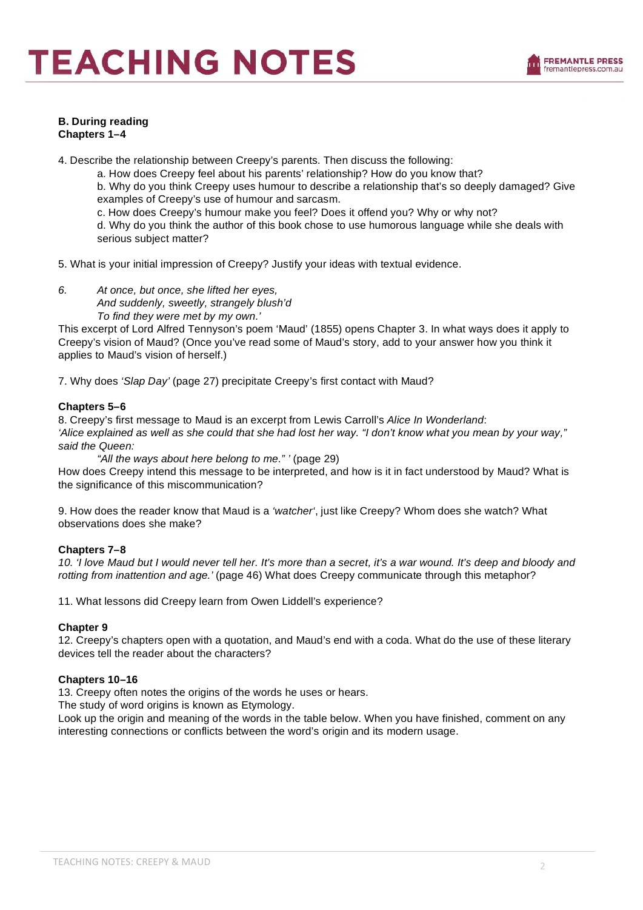**B. During reading**
**Chapters 1–4**

4. Describe the relationship between Creepy's parents. Then discuss the following:
   a. How does Creepy feel about his parents' relationship? How do you know that?
   b. Why do you think Creepy uses humour to describe a relationship that's so deeply damaged? Give examples of Creepy's use of humour and sarcasm.
   c. How does Creepy's humour make you feel? Does it offend you? Why or why not?
   d. Why do you think the author of this book chose to use humorous language while she deals with serious subject matter?

5. What is your initial impression of Creepy? Justify your ideas with textual evidence.

6. *At once, but once, she lifted her eyes,*
   *And suddenly, sweetly, strangely blush'd*
   *To find they were met by my own.'*

This excerpt of Lord Alfred Tennyson's poem 'Maud' (1855) opens Chapter 3. In what ways does it apply to Creepy's vision of Maud? (Once you've read some of Maud's story, add to your answer how you think it applies to Maud's vision of herself.)

7. Why does *'Slap Day'* (page 27) precipitate Creepy's first contact with Maud?

**Chapters 5–6**

8. Creepy's first message to Maud is an excerpt from Lewis Carroll's *Alice In Wonderland*:
*'Alice explained as well as she could that she had lost her way. "I don't know what you mean by your way," said the Queen:*
*"All the ways about here belong to me." '* (page 29)
How does Creepy intend this message to be interpreted, and how is it in fact understood by Maud? What is the significance of this miscommunication?

9. How does the reader know that Maud is a *'watcher'*, just like Creepy? Whom does she watch? What observations does she make?

**Chapters 7–8**

10. *'I love Maud but I would never tell her. It's more than a secret, it's a war wound. It's deep and bloody and rotting from inattention and age.'* (page 46) What does Creepy communicate through this metaphor?

11. What lessons did Creepy learn from Owen Liddell's experience?

**Chapter 9**

12. Creepy's chapters open with a quotation, and Maud's end with a coda. What do the use of these literary devices tell the reader about the characters?

**Chapters 10–16**

13. Creepy often notes the origins of the words he uses or hears.
The study of word origins is known as Etymology.
Look up the origin and meaning of the words in the table below. When you have finished, comment on any interesting connections or conflicts between the word's origin and its modern usage.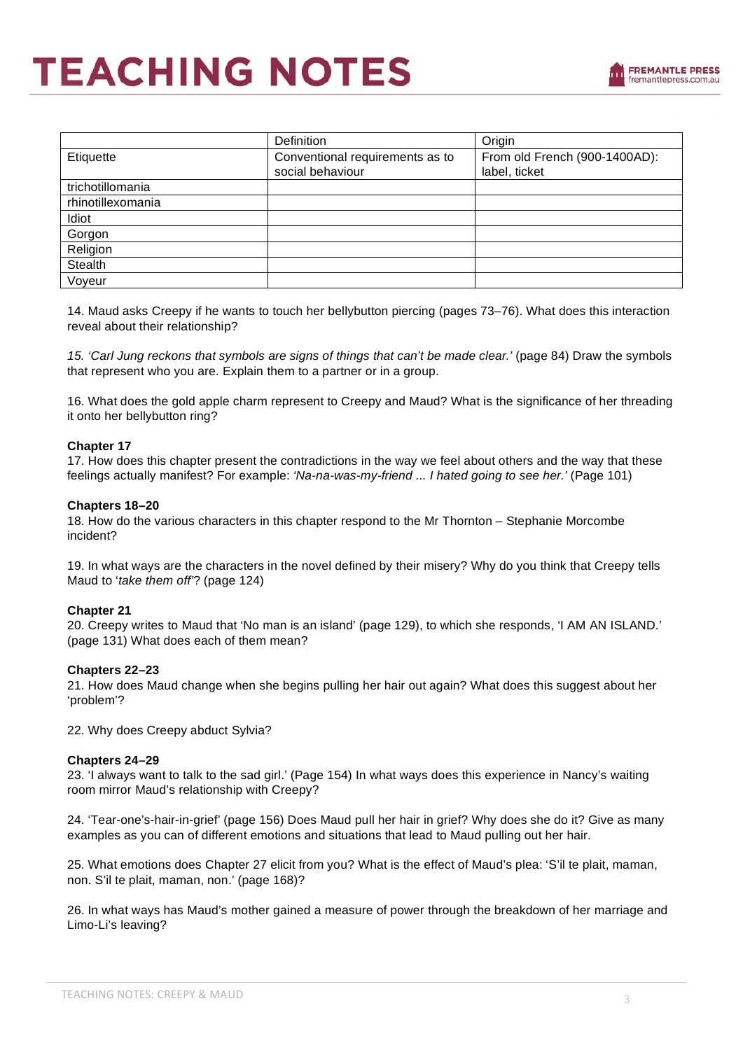| | Definition | Origin |
|---|---|---|
| Etiquette | Conventional requirements as to social behaviour | From old French (900-1400AD): label, ticket |
| trichotillomania | | |
| rhinotillexomania | | |
| Idiot | | |
| Gorgon | | |
| Religion | | |
| Stealth | | |
| Voyeur | | |

14. Maud asks Creepy if he wants to touch her bellybutton piercing (pages 73–76). What does this interaction reveal about their relationship?

*15. 'Carl Jung reckons that symbols are signs of things that can't be made clear.'* (page 84) Draw the symbols that represent who you are. Explain them to a partner or in a group.

16. What does the gold apple charm represent to Creepy and Maud? What is the significance of her threading it onto her bellybutton ring?

**Chapter 17**

17. How does this chapter present the contradictions in the way we feel about others and the way that these feelings actually manifest? For example: *'Na-na-was-my-friend ... I hated going to see her.'* (Page 101)

**Chapters 18–20**

18. How do the various characters in this chapter respond to the Mr Thornton – Stephanie Morcombe incident?

19. In what ways are the characters in the novel defined by their misery? Why do you think that Creepy tells Maud to '*take them off'*? (page 124)

**Chapter 21**

20. Creepy writes to Maud that 'No man is an island' (page 129), to which she responds, 'I AM AN ISLAND.' (page 131) What does each of them mean?

**Chapters 22–23**

21. How does Maud change when she begins pulling her hair out again? What does this suggest about her 'problem'?

22. Why does Creepy abduct Sylvia?

**Chapters 24–29**

23. 'I always want to talk to the sad girl.' (Page 154) In what ways does this experience in Nancy's waiting room mirror Maud's relationship with Creepy?

24. 'Tear-one's-hair-in-grief' (page 156) Does Maud pull her hair in grief? Why does she do it? Give as many examples as you can of different emotions and situations that lead to Maud pulling out her hair.

25. What emotions does Chapter 27 elicit from you? What is the effect of Maud's plea: 'S'il te plait, maman, non. S'il te plait, maman, non.' (page 168)?

26. In what ways has Maud's mother gained a measure of power through the breakdown of her marriage and Limo-Li's leaving?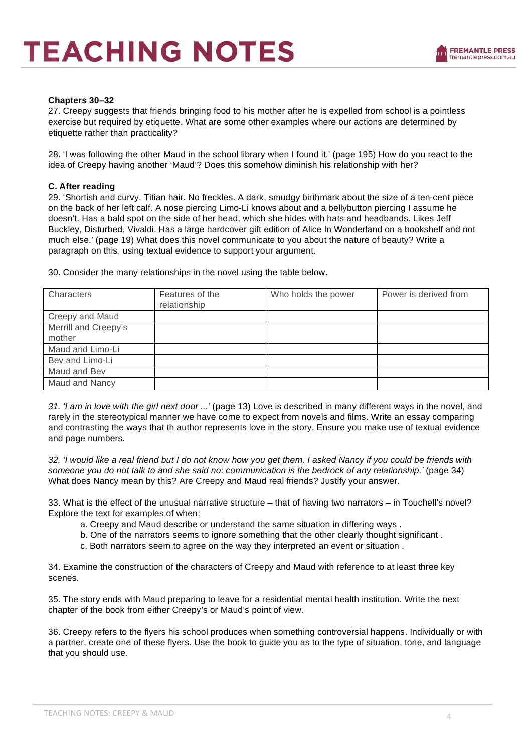**Chapters 30–32**

27. Creepy suggests that friends bringing food to his mother after he is expelled from school is a pointless exercise but required by etiquette. What are some other examples where our actions are determined by etiquette rather than practicality?

28. 'I was following the other Maud in the school library when I found it.' (page 195) How do you react to the idea of Creepy having another 'Maud'? Does this somehow diminish his relationship with her?

**C. After reading**

29. 'Shortish and curvy. Titian hair. No freckles. A dark, smudgy birthmark about the size of a ten-cent piece on the back of her left calf. A nose piercing Limo-Li knows about and a bellybutton piercing I assume he doesn't. Has a bald spot on the side of her head, which she hides with hats and headbands. Likes Jeff Buckley, Disturbed, Vivaldi. Has a large hardcover gift edition of Alice In Wonderland on a bookshelf and not much else.' (page 19) What does this novel communicate to you about the nature of beauty? Write a paragraph on this, using textual evidence to support your argument.

30. Consider the many relationships in the novel using the table below.

| Characters | Features of the relationship | Who holds the power | Power is derived from |
|---|---|---|---|
| Creepy and Maud | | | |
| Merrill and Creepy's mother | | | |
| Maud and Limo-Li | | | |
| Bev and Limo-Li | | | |
| Maud and Bev | | | |
| Maud and Nancy | | | |

*31. 'I am in love with the girl next door ...'* (page 13) Love is described in many different ways in the novel, and rarely in the stereotypical manner we have come to expect from novels and films. Write an essay comparing and contrasting the ways that th author represents love in the story. Ensure you make use of textual evidence and page numbers.

*32. 'I would like a real friend but I do not know how you get them. I asked Nancy if you could be friends with someone you do not talk to and she said no: communication is the bedrock of any relationship.'* (page 34) What does Nancy mean by this? Are Creepy and Maud real friends? Justify your answer.

33. What is the effect of the unusual narrative structure – that of having two narrators – in Touchell's novel? Explore the text for examples of when:

a. Creepy and Maud describe or understand the same situation in differing ways .
b. One of the narrators seems to ignore something that the other clearly thought significant .
c. Both narrators seem to agree on the way they interpreted an event or situation .

34. Examine the construction of the characters of Creepy and Maud with reference to at least three key scenes.

35. The story ends with Maud preparing to leave for a residential mental health institution. Write the next chapter of the book from either Creepy's or Maud's point of view.

36. Creepy refers to the flyers his school produces when something controversial happens. Individually or with a partner, create one of these flyers. Use the book to guide you as to the type of situation, tone, and language that you should use.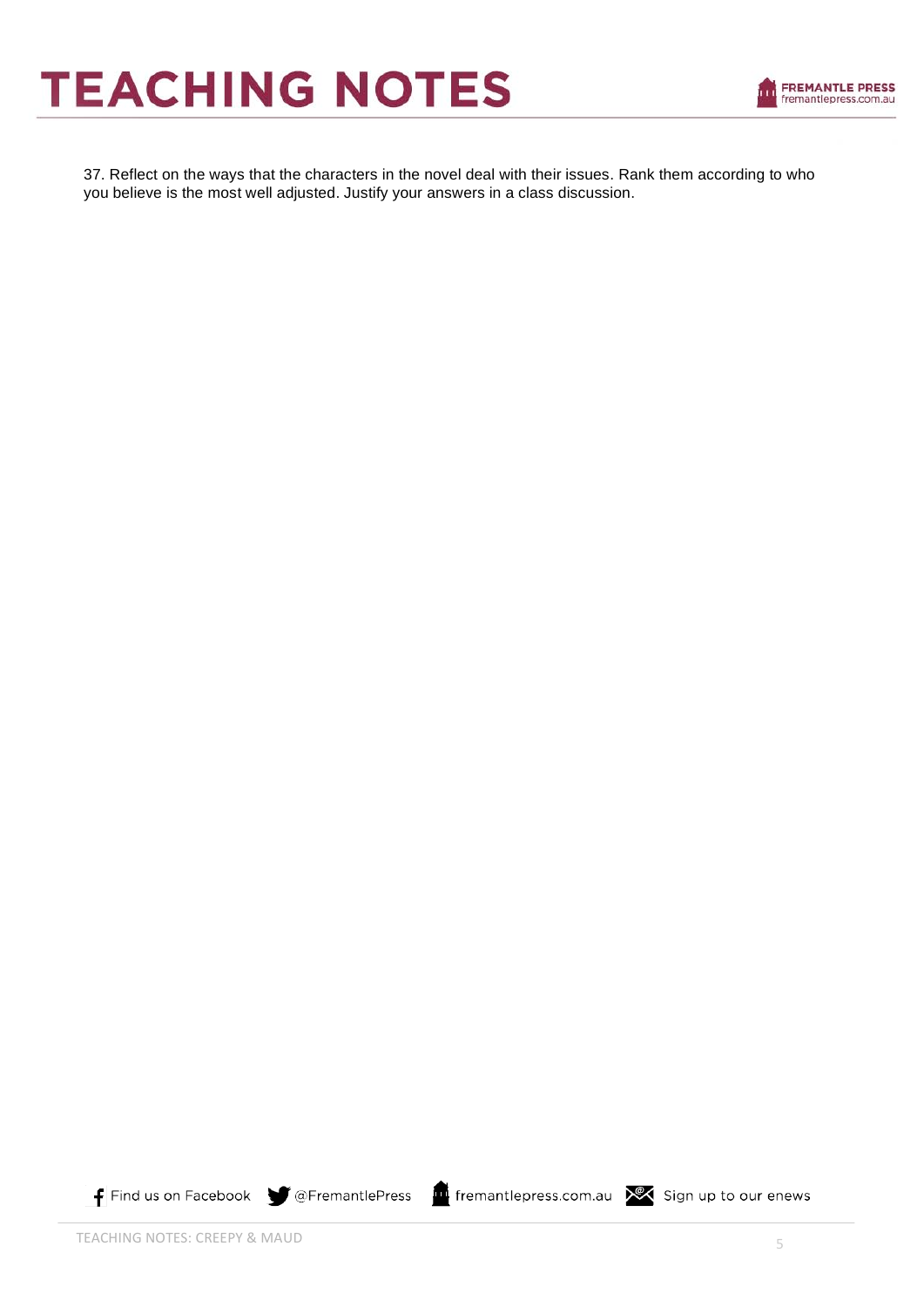37. Reflect on the ways that the characters in the novel deal with their issues. Rank them according to who you believe is the most well adjusted. Justify your answers in a class discussion.